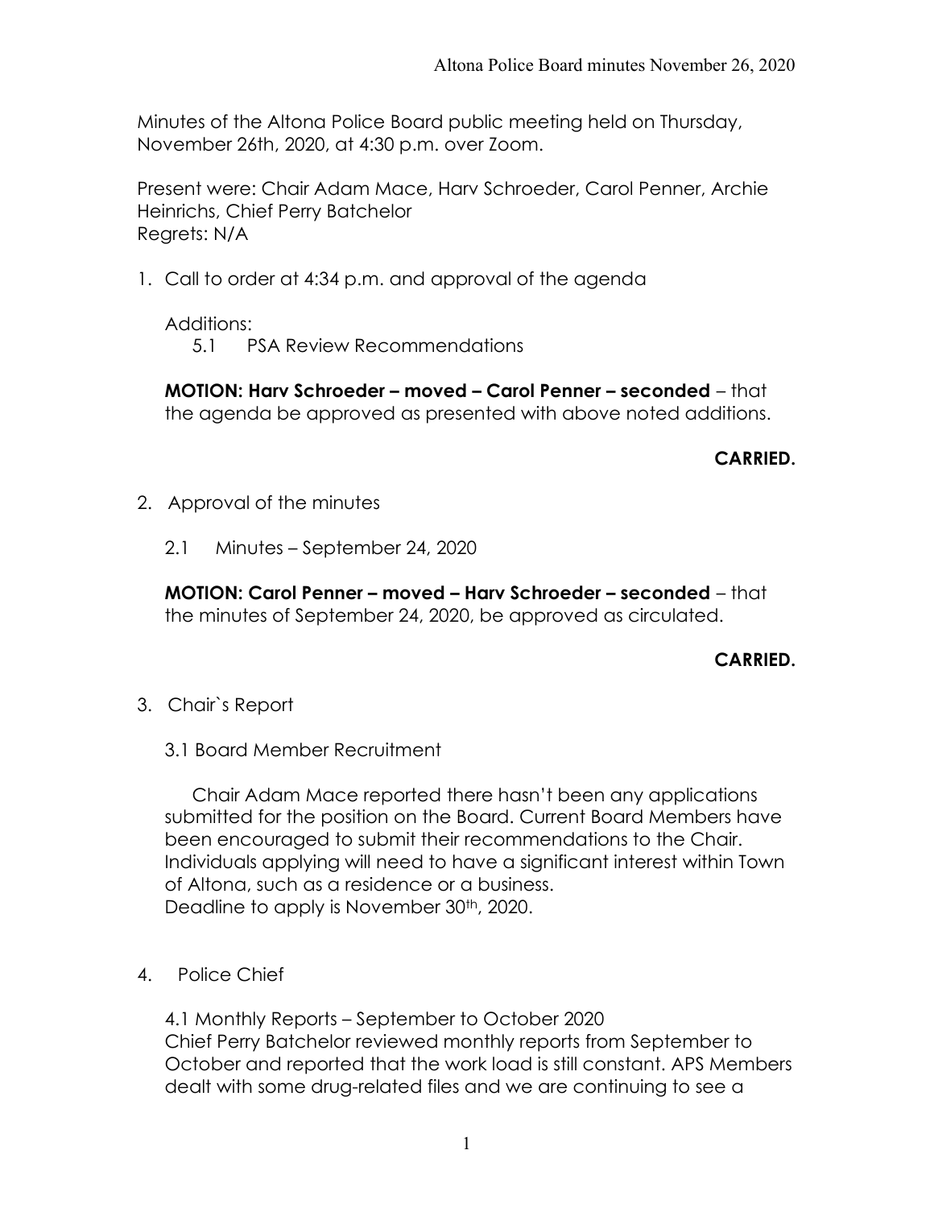Minutes of the Altona Police Board public meeting held on Thursday, November 26th, 2020, at 4:30 p.m. over Zoom.

Present were: Chair Adam Mace, Harv Schroeder, Carol Penner, Archie Heinrichs, Chief Perry Batchelor
Regrets: N/A

1. Call to order at 4:34 p.m. and approval of the agenda

   Additions:
   5.1 PSA Review Recommendations

   **MOTION: Harv Schroeder – moved – Carol Penner – seconded** – that the agenda be approved as presented with above noted additions.

   **CARRIED.**

2. Approval of the minutes

   2.1 Minutes – September 24, 2020

   **MOTION: Carol Penner – moved – Harv Schroeder – seconded** – that the minutes of September 24, 2020, be approved as circulated.

   **CARRIED.**

3. Chair`s Report

   3.1 Board Member Recruitment

   Chair Adam Mace reported there hasn't been any applications submitted for the position on the Board. Current Board Members have been encouraged to submit their recommendations to the Chair. Individuals applying will need to have a significant interest within Town of Altona, such as a residence or a business.
   Deadline to apply is November 30th, 2020.

4. Police Chief

   4.1 Monthly Reports – September to October 2020
   Chief Perry Batchelor reviewed monthly reports from September to October and reported that the work load is still constant. APS Members dealt with some drug-related files and we are continuing to see a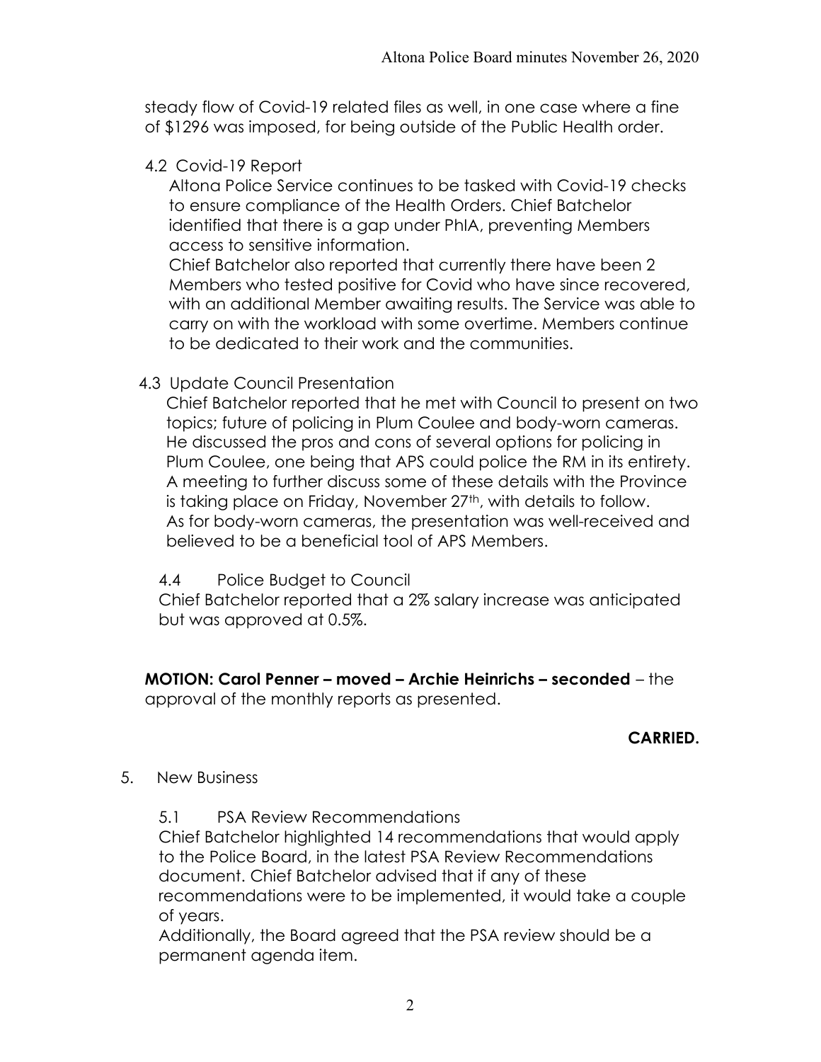steady flow of Covid-19 related files as well, in one case where a fine of $1296 was imposed, for being outside of the Public Health order.

4.2 Covid-19 Report

Altona Police Service continues to be tasked with Covid-19 checks to ensure compliance of the Health Orders. Chief Batchelor identified that there is a gap under PhIA, preventing Members access to sensitive information.

Chief Batchelor also reported that currently there have been 2 Members who tested positive for Covid who have since recovered, with an additional Member awaiting results. The Service was able to carry on with the workload with some overtime. Members continue to be dedicated to their work and the communities.

4.3 Update Council Presentation

Chief Batchelor reported that he met with Council to present on two topics; future of policing in Plum Coulee and body-worn cameras. He discussed the pros and cons of several options for policing in Plum Coulee, one being that APS could police the RM in its entirety. A meeting to further discuss some of these details with the Province is taking place on Friday, November 27th, with details to follow. As for body-worn cameras, the presentation was well-received and believed to be a beneficial tool of APS Members.

4.4 Police Budget to Council

Chief Batchelor reported that a 2% salary increase was anticipated but was approved at 0.5%.

**MOTION: Carol Penner – moved – Archie Heinrichs – seconded** – the approval of the monthly reports as presented.

**CARRIED.**

5. New Business

5.1 PSA Review Recommendations

Chief Batchelor highlighted 14 recommendations that would apply to the Police Board, in the latest PSA Review Recommendations document. Chief Batchelor advised that if any of these recommendations were to be implemented, it would take a couple of years.

Additionally, the Board agreed that the PSA review should be a permanent agenda item.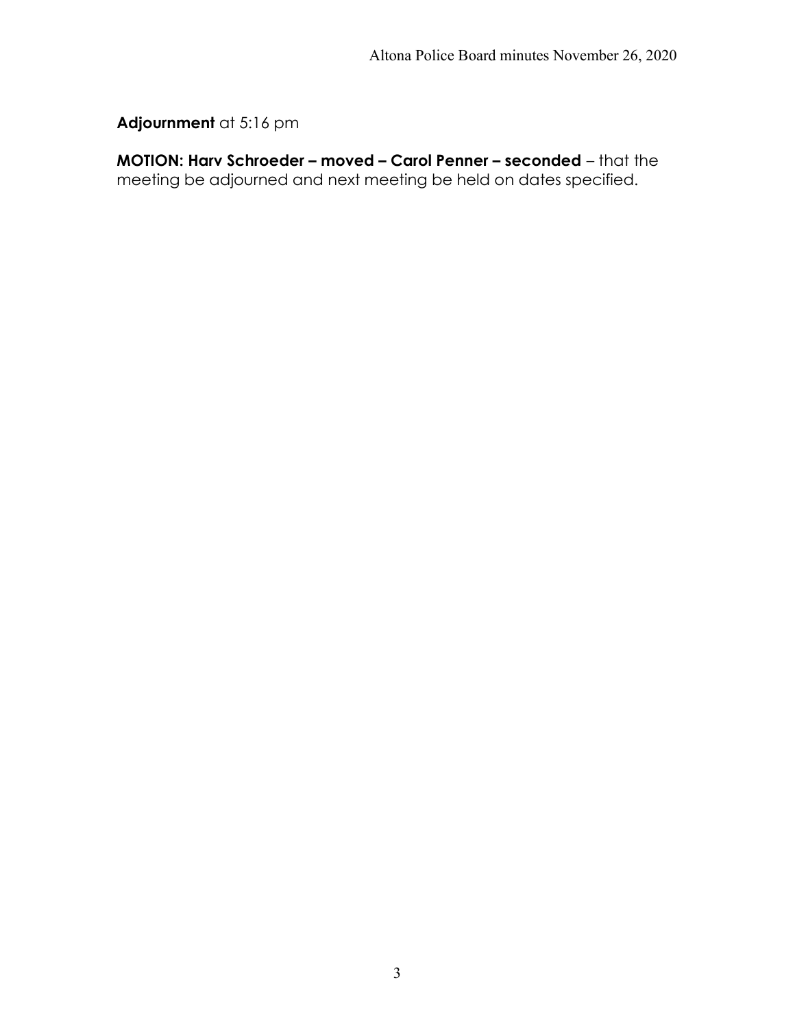**Adjournment** at 5:16 pm

**MOTION: Harv Schroeder – moved – Carol Penner – seconded** – that the meeting be adjourned and next meeting be held on dates specified.